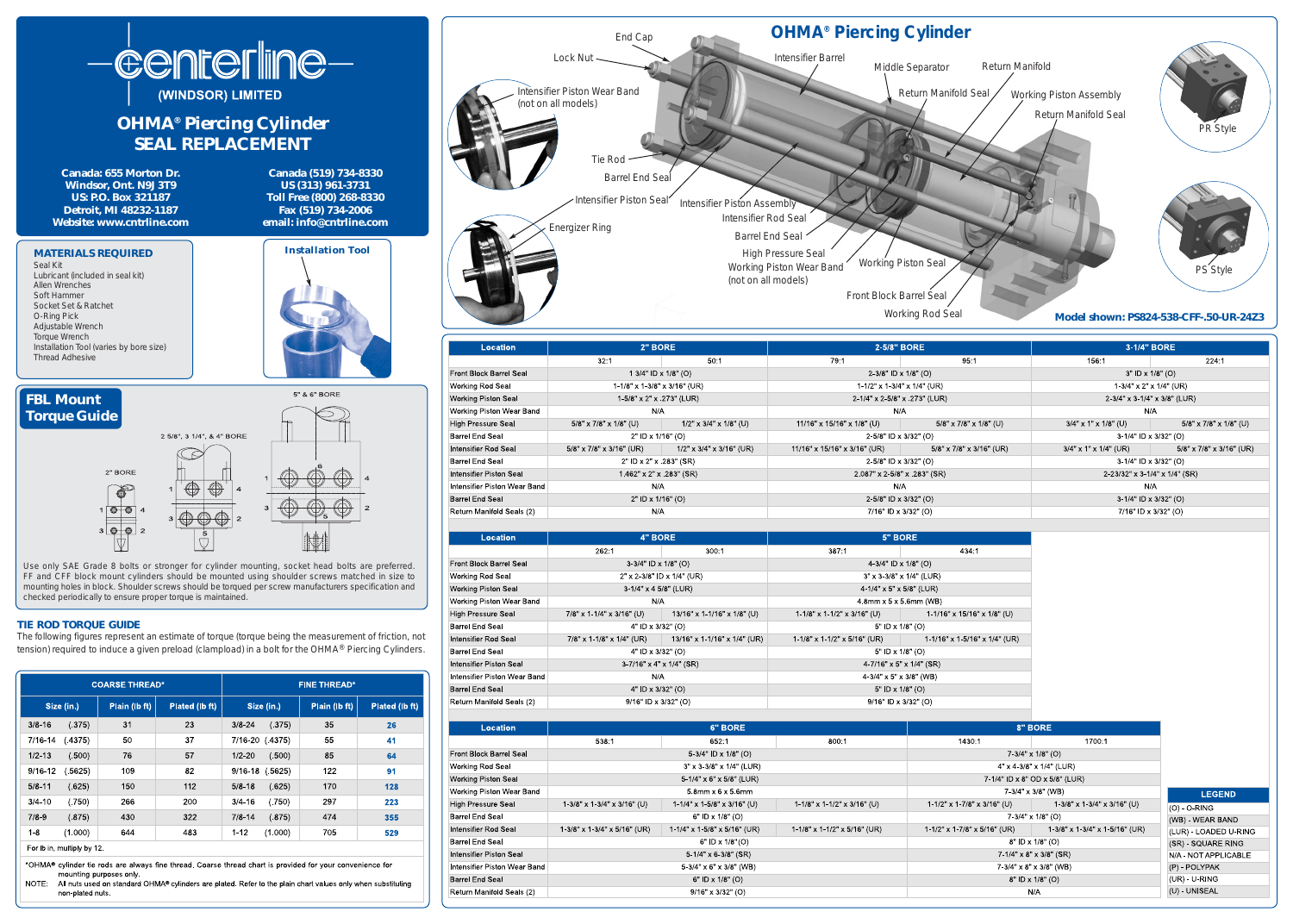# centerline (WINDSOR) LIMITED

## OHMA® Piercing Cylinder SEAL REPLACEMENT

Canada: 655 Morton Dr.
Windsor, Ont. N9J 3T9
US: P.O. Box 321187
Detroit, MI 48232-1187
Website: www.cntrline.com

Canada (519) 734-8330
US (313) 961-3731
Toll Free (800) 268-8330
Fax (519) 734-2006
email: info@cntrline.com

### MATERIALS REQUIRED

- Seal Kit
- Lubricant (included in seal kit)
- Allen Wrenches
- Soft Hammer
- Socket Set & Ratchet
- O-Ring Pick
- Adjustable Wrench
- Torque Wrench
- Installation Tool (varies by bore size)
- Thread Adhesive

### Installation Tool

### FBL Mount Torque Guide

2" BORE — 2 5/8", 3 1/4", & 4" BORE — 5" & 6" BORE

Use only SAE Grade 8 bolts or stronger for cylinder mounting, socket head bolts are preferred. FF and CFF block mount cylinders should be mounted using shoulder screws matched in size to mounting holes in block. Shoulder screws should be torqued per screw manufacturers specification and checked periodically to ensure proper torque is maintained.

### TIE ROD TORQUE GUIDE

The following figures represent an estimate of torque (torque being the measurement of friction, not tension) required to induce a given preload (clampload) in a bolt for the OHMA® Piercing Cylinders.

| COARSE THREAD* | | | | FINE THREAD* | | | |
|---|---|---|---|---|---|---|---|
| Size (in.) | | Plain (lb ft) | Plated (lb ft) | Size (in.) | | Plain (lb ft) | Plated (lb ft) |
| 3/8-16 | (.375) | 31 | 23 | 3/8-24 | (.375) | 35 | 26 |
| 7/16-14 | (.4375) | 50 | 37 | 7/16-20 | (.4375) | 55 | 41 |
| 1/2-13 | (.500) | 76 | 57 | 1/2-20 | (.500) | 85 | 64 |
| 9/16-12 | (.5625) | 109 | 82 | 9/16-18 | (.5625) | 122 | 91 |
| 5/8-11 | (.625) | 150 | 112 | 5/8-18 | (.625) | 170 | 128 |
| 3/4-10 | (.750) | 266 | 200 | 3/4-16 | (.750) | 297 | 223 |
| 7/8-9 | (.875) | 430 | 322 | 7/8-14 | (.875) | 474 | 355 |
| 1-8 | (1.000) | 644 | 483 | 1-12 | (1.000) | 705 | 529 |

For lb in, multiply by 12.

*OHMA® cylinder tie rods are always fine thread. Coarse thread chart is provided for your convenience for mounting purposes only.

NOTE: All nuts used on standard OHMA® cylinders are plated. Refer to the plain chart values only when substituting non-plated nuts.

## OHMA® Piercing Cylinder

End Cap, Lock Nut, Intensifier Barrel, Middle Separator, Return Manifold, Return Manifold Seal, Working Piston Assembly, Return Manifold Seal, Intensifier Piston Wear Band (not on all models), Tie Rod, Barrel End Seal, Intensifier Piston Seal, Intensifier Piston Assembly, Intensifier Rod Seal, Energizer Ring, Barrel End Seal, High Pressure Seal, Working Piston Wear Band (not on all models), Working Piston Seal, Front Block Barrel Seal, Working Rod Seal

PR Style — PS Style

Model shown: PS824-538-CFF-.50-UR-24Z3

| Location | 2" BORE | | 2-5/8" BORE | | 3-1/4" BORE | |
|---|---|---|---|---|---|---|
| | 32:1 | 50:1 | 79:1 | 95:1 | 156:1 | 224:1 |
| Front Block Barrel Seal | 1 3/4" ID x 1/8" (O) | | 2-3/8" ID x 1/8" (O) | | 3" ID x 1/8" (O) | |
| Working Rod Seal | 1-1/8" x 1-3/8" x 3/16" (UR) | | 1-1/2" x 1-3/4" x 1/4" (UR) | | 1-3/4" x 2" x 1/4" (UR) | |
| Working Piston Seal | 1-5/8" x 2" x .273" (LUR) | | 2-1/4" x 2-5/8" x .273" (LUR) | | 2-3/4" x 3-1/4" x 3/8" (LUR) | |
| Working Piston Wear Band | N/A | | N/A | | N/A | |
| High Pressure Seal | 5/8" x 7/8" x 1/8" (U) | 1/2" x 3/4" x 1/8" (U) | 11/16" x 15/16" x 1/8" (U) | 5/8" x 7/8" x 1/8" (U) | 3/4" x 1" x 1/8" (U) | 5/8" x 7/8" x 1/8" (U) |
| Barrel End Seal | 2" ID x 1/16" (O) | | 2-5/8" ID x 3/32" (O) | | 3-1/4" ID x 3/32" (O) | |
| Intensifier Rod Seal | 5/8" x 7/8" x 3/16" (UR) | 1/2" x 3/4" x 3/16" (UR) | 11/16" x 15/16" x 3/16" (UR) | 5/8" x 7/8" x 3/16" (UR) | 3/4" x 1" x 1/4" (UR) | 5/8" x 7/8" x 3/16" (UR) |
| Barrel End Seal | 2" ID x 2" x .283" (SR) | | 2-5/8" ID x 3/32" (O) | | 3-1/4" ID x 3/32" (O) | |
| Intensifier Piston Seal | 1.462" x 2" x .283" (SR) | | 2.087" x 2-5/8" x .283" (SR) | | 2-23/32" x 3-1/4" x 1/4" (SR) | |
| Intensifier Piston Wear Band | N/A | | N/A | | N/A | |
| Barrel End Seal | 2" ID x 1/16" (O) | | 2-5/8" ID x 3/32" (O) | | 3-1/4" ID x 3/32" (O) | |
| Return Manifold Seals (2) | N/A | | 7/16" ID x 3/32" (O) | | 7/16" ID x 3/32" (O) | |

| Location | 4" BORE | | 5" BORE | |
|---|---|---|---|---|
| | 262:1 | 300:1 | 387:1 | 434:1 |
| Front Block Barrel Seal | 3-3/4" ID x 1/8" (O) | | 4-3/4" ID x 1/8" (O) | |
| Working Rod Seal | 2" x 2-3/8" ID x 1/4" (UR) | | 3" x 3-3/8" x 1/4" (LUR) | |
| Working Piston Seal | 3-1/4" x 4 5/8" (LUR) | | 4-1/4" x 5" x 5/8" (LUR) | |
| Working Piston Wear Band | N/A | | 4.8mm x 5 x 5.6mm (WB) | |
| High Pressure Seal | 7/8" x 1-1/4" x 3/16" (U) | 13/16" x 1-1/16" x 1/8" (U) | 1-1/8" x 1-1/2" x 3/16" (U) | 1-1/16" x 15/16" x 1/8" (U) |
| Barrel End Seal | 4" ID x 3/32" (O) | | 5" ID x 1/8" (O) | |
| Intensifier Rod Seal | 7/8" x 1-1/8" x 1/4" (UR) | 13/16" x 1-1/16" x 1/4" (UR) | 1-1/8" x 1-1/2" x 5/16" (UR) | 1-1/16" x 1-5/16" x 1/4" (UR) |
| Barrel End Seal | 4" ID x 3/32" (O) | | 5" ID x 1/8" (O) | |
| Intensifier Piston Seal | 3-7/16" x 4" x 1/4" (SR) | | 4-7/16" x 5" x 1/4" (SR) | |
| Intensifier Piston Wear Band | N/A | | 4-3/4" x 5" x 3/8" (WB) | |
| Barrel End Seal | 4" ID x 3/32" (O) | | 5" ID x 1/8" (O) | |
| Return Manifold Seals (2) | 9/16" ID x 3/32" (O) | | 9/16" ID x 3/32" (O) | |

| Location | 6" BORE | | | 8" BORE | |
|---|---|---|---|---|---|
| | 538:1 | 652:1 | 800:1 | 1430:1 | 1700:1 |
| Front Block Barrel Seal | 5-3/4" ID x 1/8" (O) | | | 7-3/4" ID x 1/8" (O) | |
| Working Rod Seal | 3" x 3-3/8" x 1/4" (LUR) | | | 4" x 4-3/8" x 1/4" (LUR) | |
| Working Piston Seal | 5-1/4" x 6" x 5/8" (LUR) | | | 7-1/4" ID x 8" OD x 5/8" (LUR) | |
| Working Piston Wear Band | 5.8mm x 6 x 5.6mm | | | 7-3/4" x 3/8" (WB) | |
| High Pressure Seal | 1-3/8" x 1-3/4" x 3/16" (U) | 1-1/4" x 1-5/8" x 3/16" (U) | 1-1/8" x 1-1/2" x 3/16" (U) | 1-1/2" x 1-7/8" x 3/16" (U) | 1-3/8" x 1-3/4" x 3/16" (U) |
| Barrel End Seal | 6" ID x 1/8" (O) | | | 7-3/4" x 1/8" (O) | |
| Intensifier Rod Seal | 1-3/8" x 1-3/4" x 5/16" (UR) | 1-1/4" x 1-5/8" x 5/16" (UR) | 1-1/8" x 1-1/2" x 5/16" (UR) | 1-1/2" x 1-7/8" x 5/16" (UR) | 1-3/8" x 1-3/4" x 1-5/16" (UR) |
| Barrel End Seal | 6" ID x 1/8" (O) | | | 8" ID x 1/8" (O) | |
| Intensifier Piston Seal | 5-1/4" x 6-3/8" (SR) | | | 7-1/4" x 8" x 3/8" (SR) | |
| Intensifier Piston Wear Band | 5-3/4" x 6" x 3/8" (WB) | | | 7-3/4" x 8" x 3/8" (WB) | |
| Barrel End Seal | 6" ID x 1/8" (O) | | | 8" ID x 1/8" (O) | |
| Return Manifold Seals (2) | 9/16" x 3/32" (O) | | | N/A | |

| LEGEND |
|---|
| (O) - O-RING |
| (WB) - WEAR BAND |
| (LUR) - LOADED U-RING |
| (SR) - SQUARE RING |
| N/A - NOT APPLICABLE |
| (P) - POLYPAK |
| (UR) - U-RING |
| (U) - UNISEAL |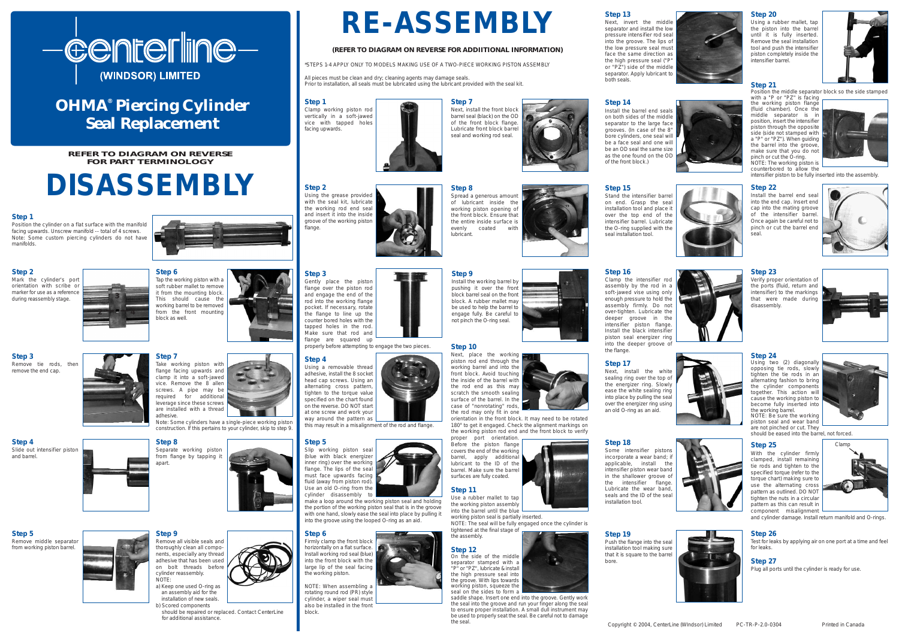# centerline

(WINDSOR) LIMITED

# OHMA® Piercing Cylinder Seal Replacement

**REFER TO DIAGRAM ON REVERSE FOR PART TERMINOLOGY**

# DISASSEMBLY

### Step 1

Position the cylinder on a flat surface with the manifold facing upwards. Unscrew manifold -- total of 4 screws. Note: Some custom piercing cylinders do not have manifolds.

### Step 2

Mark the cylinder's port orientation with scribe or marker for use as a reference during reassembly stage.

### Step 3

Remove tie rods, then remove the end cap.

### Step 4

Slide out intensifier piston and barrel.

### Step 5

Remove middle separator from working piston barrel.

### Step 6

Tap the working piston with a soft rubber mallet to remove it from the mounting block. This should cause the working barrel to be removed from the front mounting block as well.

### Step 7

Take working piston with flange facing upwards and clamp it into a soft-jawed vice. Remove the 8 allen screws. A pipe may be required for additional leverage since these screws are installed with a thread adhesive.

Note: Some cylinders have a single-piece working piston construction. If this pertains to your cylinder, skip to step 9.

### Step 8

Separate working piston from flange by tapping it apart.

### Step 9

Remove all visible seals and thoroughly clean all components, especially any thread adhesive that has been used on bolt threads before cylinder reassembly.

NOTE:

a) Keep one used O-ring as an assembly aid for the installation of new seals.

b) Scored components should be repaired or replaced. Contact CenterLine for additional assistance.

# RE-ASSEMBLY

**(REFER TO DIAGRAM ON REVERSE FOR ADDIITIONAL INFORMATION)**

*STEPS 1-4 APPLY ONLY TO MODELS MAKING USE OF A TWO-PIECE WORKING PISTON ASSEMBLY

All pieces must be clean and dry; cleaning agents may damage seals.
Prior to installation, all seals must be lubricated using the lubricant provided with the seal kit.

### Step 1

Clamp working piston rod vertically in a soft-jawed vice with tapped holes facing upwards.

### Step 2

Using the grease provided with the seal kit, lubricate the working rod end seal and insert it into the inside groove of the working piston flange.

### Step 3

Gently place the piston flange over the piston rod and engage the end of the rod into the working flange pocket. If necessary, rotate the flange to line up the counter bored holes with the tapped holes in the rod. Make sure that rod and flange are squared up properly before attempting to engage the two pieces.

### Step 4

Using a removable thread adhesive, install the 8 socket head cap screws. Using an alternating cross pattern, tighten to the torque value specified on the chart found on the reverse. DO NOT start at one screw and work your way around the pattern as this may result in a misalignment of the rod and flange.

### Step 5

Slip working piston seal (blue with black energizer inner ring) over the working flange. The lips of the seal must face upwards facing fluid (away from piston rod). Use an old O-ring from the cylinder disassembly to make a loop around the working piston seal and holding the portion of the working piston seal that is in the groove with one hand, slowly ease the seal into place by pulling it into the groove using the looped O-ring as an aid.

### Step 6

Firmly clamp the front block horizontally on a flat surface. Install working rod seal (blue) into the front block with the large lip of the seal facing the working piston.

NOTE: When assembling a rotating round rod (PR) style cylinder, a wiper seal must also be installed in the front block.

### Step 7

Next, install the front block barrel seal (black) on the OD of the front block flange. Lubricate front block barrel seal and working rod seal.

### Step 8

Spread a generous amount of lubricant inside the working piston opening of the front block. Ensure that the entire inside surface is evenly coated with lubricant.

### Step 9

Install the working barrel by pushing it over the front block barrel seal on the front block. A rubber mallet may be used to help the barrel to engage fully. Be careful to not pinch the O-ring seal.

### Step 10

Next, place the working piston rod end through the working barrel and into the front block. Avoid touching the inside of the barrel with the rod end as this may scratch the smooth sealing surface of the barrel. In the case of "nonrotating" rods, the rod may only fit in one orientation in the front block. It may need to be rotated 180° to get it engaged. Check the alignment markings on the working piston rod end and the front block to verify proper port orientation. Before the piston flange covers the end of the working barrel, apply additional lubricant to the ID of the barrel. Make sure the barrel surfaces are fully coated.

### Step 11

Use a rubber mallet to tap the working piston assembly into the barrel until the blue working piston seal is partially inserted.

NOTE: The seal will be fully engaged once the cylinder is tightened at the final stage of the assembly.

### Step 12

On the side of the middle separator stamped with a "P" or "PZ", lubricate & install the high pressure seal into the groove. With lips towards working piston, squeeze the seal on the sides to form a saddle shape. Insert one end into the groove. Gently work the seal into the groove and run your finger along the seal to ensure proper installation. A small dull instrument may be used to properly seat the seal. Be careful not to damage the seal.

### Step 13

Next, invert the middle separator and install the low pressure intensifier rod seal into the groove. The lips of the low pressure seal must face the same direction as the high pressure seal ("P" or "PZ") side of the middle separator. Apply lubricant to both seals.

### Step 14

Install the barrel end seals on both sides of the middle separator to the large face grooves. (In case of the 8" bore cylinders, one seal will be a face seal and one will be an OD seal the same size as the one found on the OD of the front block.)

### Step 15

Stand the intensifier barrel on end. Grasp the seal installation tool and place it over the top end of the intensifier barrel. Lubricate the O-ring supplied with the seal installation tool.

### Step 16

Clamp the intensifier rod assembly by the rod in a soft-jawed vise using only enough pressure to hold the assembly firmly. Do not over-tighten. Lubricate the deeper groove in the intensifier piston flange. Install the black intensifier piston seal energizer ring into the deeper groove of the flange.

### Step 17

Next, install the white sealing ring over the top of the energizer ring. Slowly ease the white sealing ring into place by pulling the seal over the energizer ring using an old O-ring as an aid.

### Step 18

Some intensifier pistons incorporate a wear band; if applicable, install the intensifier piston wear band in the shallower groove of the intensifier flange. Lubricate the wear band, seals and the ID of the seal installation tool.

### Step 19

Push the flange into the seal installation tool making sure that it is square to the barrel bore.

### Step 20

Using a rubber mallet, tap the piston into the barrel until it is fully inserted. Remove the seal installation tool and push the intensifier piston completely inside the intensifier barrel.

### Step 21

Position the middle separator block so the side stamped with a "P or "PZ" is facing the working piston flange (fluid chamber). Once the middle separator is in position, insert the intensifier piston through the opposite side (side not stamped with a "P" or "PZ"). When guiding the barrel into the groove, make sure that you do not pinch or cut the O-ring.

NOTE: The working piston is counterbored to allow the intensifier piston to be fully inserted into the assembly.

### Step 22

Install the barrel end seal into the end cap. Insert end cap into the mating groove of the intensifier barrel. Once again be careful not to pinch or cut the barrel end seal.

### Step 23

Verify proper orientation of the ports (fluid, return and intensifier) to the markings that were made during disassembly.

### Step 24

Using two (2) diagonally opposing tie rods, slowly tighten the tie rods in an alternating fashion to bring the cylinder components together. This action will cause the working piston to become fully inserted into the working barrel.

NOTE: Be sure the working piston seal and wear band are not pinched or cut. They should be eased into the barrel, not forced.

### Step 25

With the cylinder firmly clamped, install remaining tie rods and tighten to the specified torque (refer to the torque chart) making sure to use the alternating cross pattern as outlined. DO NOT tighten the nuts in a circular pattern as this can result in component misalignment and cylinder damage. Install return manifold and O-rings.

Clamp

### Step 26

Test for leaks by applying air on one port at a time and feel for leaks.

### Step 27

Plug all ports until the cylinder is ready for use.

Copyright © 2004, CenterLine (Windsor) Limited    PC-TR-P-2.0-0304    Printed in Canada